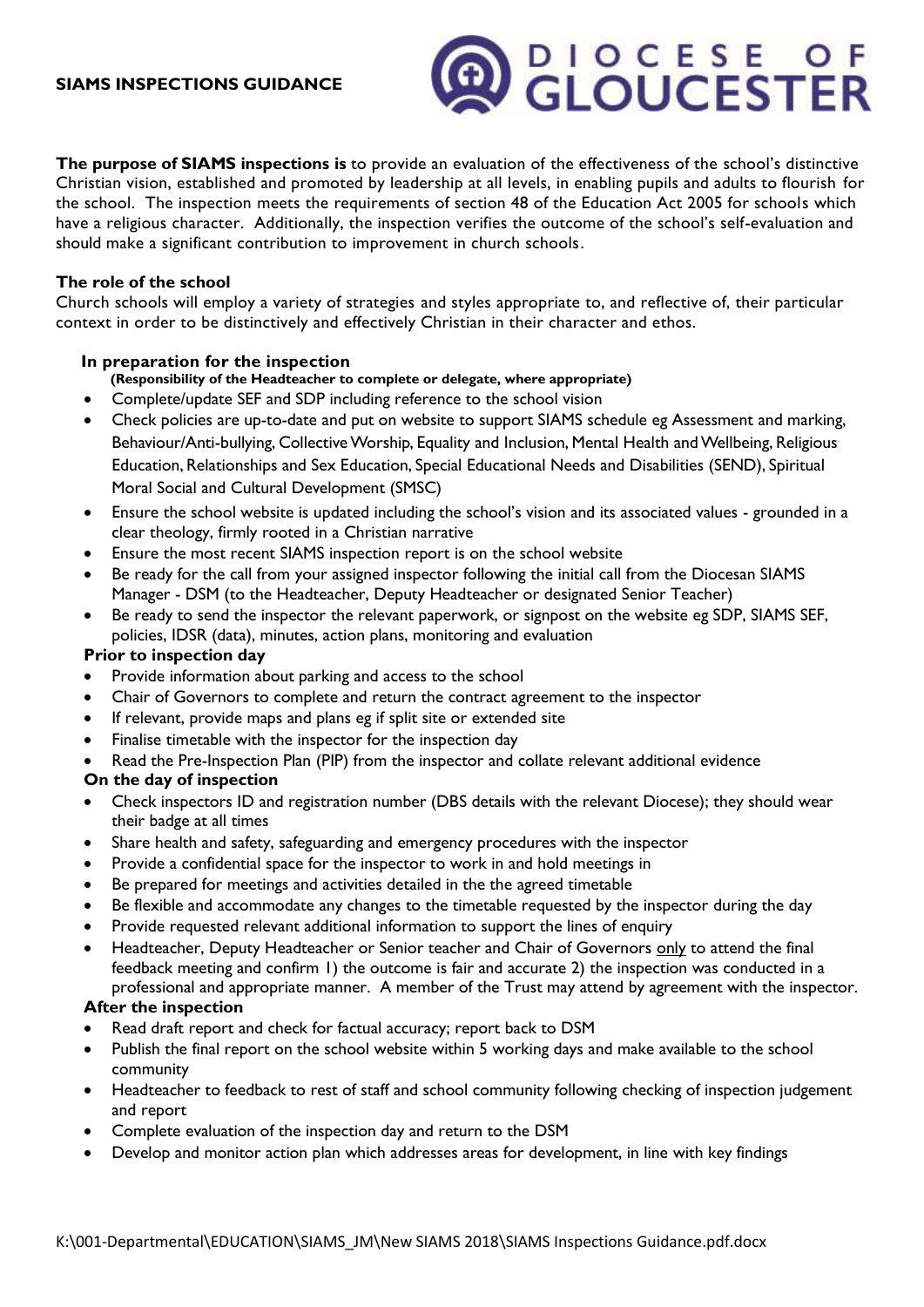# SIAMS INSPECTIONS GUIDANCE

DIOCESE OF GLOUCESTER

**The purpose of SIAMS inspections is** to provide an evaluation of the effectiveness of the school's distinctive Christian vision, established and promoted by leadership at all levels, in enabling pupils and adults to flourish for the school. The inspection meets the requirements of section 48 of the Education Act 2005 for schools which have a religious character. Additionally, the inspection verifies the outcome of the school's self-evaluation and should make a significant contribution to improvement in church schools.

**The role of the school**

Church schools will employ a variety of strategies and styles appropriate to, and reflective of, their particular context in order to be distinctively and effectively Christian in their character and ethos.

**In preparation for the inspection**

**(Responsibility of the Headteacher to complete or delegate, where appropriate)**

- Complete/update SEF and SDP including reference to the school vision
- Check policies are up-to-date and put on website to support SIAMS schedule eg Assessment and marking, Behaviour/Anti-bullying, Collective Worship, Equality and Inclusion, Mental Health and Wellbeing, Religious Education, Relationships and Sex Education, Special Educational Needs and Disabilities (SEND), Spiritual Moral Social and Cultural Development (SMSC)
- Ensure the school website is updated including the school's vision and its associated values - grounded in a clear theology, firmly rooted in a Christian narrative
- Ensure the most recent SIAMS inspection report is on the school website
- Be ready for the call from your assigned inspector following the initial call from the Diocesan SIAMS Manager - DSM (to the Headteacher, Deputy Headteacher or designated Senior Teacher)
- Be ready to send the inspector the relevant paperwork, or signpost on the website eg SDP, SIAMS SEF, policies, IDSR (data), minutes, action plans, monitoring and evaluation

**Prior to inspection day**

- Provide information about parking and access to the school
- Chair of Governors to complete and return the contract agreement to the inspector
- If relevant, provide maps and plans eg if split site or extended site
- Finalise timetable with the inspector for the inspection day
- Read the Pre-Inspection Plan (PIP) from the inspector and collate relevant additional evidence

**On the day of inspection**

- Check inspectors ID and registration number (DBS details with the relevant Diocese); they should wear their badge at all times
- Share health and safety, safeguarding and emergency procedures with the inspector
- Provide a confidential space for the inspector to work in and hold meetings in
- Be prepared for meetings and activities detailed in the the agreed timetable
- Be flexible and accommodate any changes to the timetable requested by the inspector during the day
- Provide requested relevant additional information to support the lines of enquiry
- Headteacher, Deputy Headteacher or Senior teacher and Chair of Governors <u>only</u> to attend the final feedback meeting and confirm 1) the outcome is fair and accurate 2) the inspection was conducted in a professional and appropriate manner. A member of the Trust may attend by agreement with the inspector.

**After the inspection**

- Read draft report and check for factual accuracy; report back to DSM
- Publish the final report on the school website within 5 working days and make available to the school community
- Headteacher to feedback to rest of staff and school community following checking of inspection judgement and report
- Complete evaluation of the inspection day and return to the DSM
- Develop and monitor action plan which addresses areas for development, in line with key findings

K:\001-Departmental\EDUCATION\SIAMS_JM\New SIAMS 2018\SIAMS Inspections Guidance.pdf.docx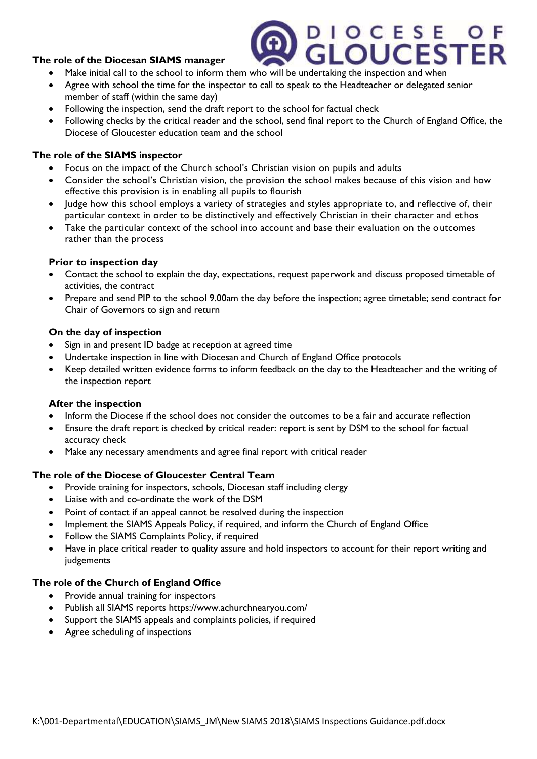## The role of the Diocesan SIAMS manager

- Make initial call to the school to inform them who will be undertaking the inspection and when
- Agree with school the time for the inspector to call to speak to the Headteacher or delegated senior member of staff (within the same day)
- Following the inspection, send the draft report to the school for factual check
- Following checks by the critical reader and the school, send final report to the Church of England Office, the Diocese of Gloucester education team and the school

## The role of the SIAMS inspector

- Focus on the impact of the Church school's Christian vision on pupils and adults
- Consider the school's Christian vision, the provision the school makes because of this vision and how effective this provision is in enabling all pupils to flourish
- Judge how this school employs a variety of strategies and styles appropriate to, and reflective of, their particular context in order to be distinctively and effectively Christian in their character and ethos
- Take the particular context of the school into account and base their evaluation on the outcomes rather than the process

### Prior to inspection day

- Contact the school to explain the day, expectations, request paperwork and discuss proposed timetable of activities, the contract
- Prepare and send PIP to the school 9.00am the day before the inspection; agree timetable; send contract for Chair of Governors to sign and return

### On the day of inspection

- Sign in and present ID badge at reception at agreed time
- Undertake inspection in line with Diocesan and Church of England Office protocols
- Keep detailed written evidence forms to inform feedback on the day to the Headteacher and the writing of the inspection report

### After the inspection

- Inform the Diocese if the school does not consider the outcomes to be a fair and accurate reflection
- Ensure the draft report is checked by critical reader: report is sent by DSM to the school for factual accuracy check
- Make any necessary amendments and agree final report with critical reader

## The role of the Diocese of Gloucester Central Team

- Provide training for inspectors, schools, Diocesan staff including clergy
- Liaise with and co-ordinate the work of the DSM
- Point of contact if an appeal cannot be resolved during the inspection
- Implement the SIAMS Appeals Policy, if required, and inform the Church of England Office
- Follow the SIAMS Complaints Policy, if required
- Have in place critical reader to quality assure and hold inspectors to account for their report writing and judgements

## The role of the Church of England Office

- Provide annual training for inspectors
- Publish all SIAMS reports https://www.achurchnearyou.com/
- Support the SIAMS appeals and complaints policies, if required
- Agree scheduling of inspections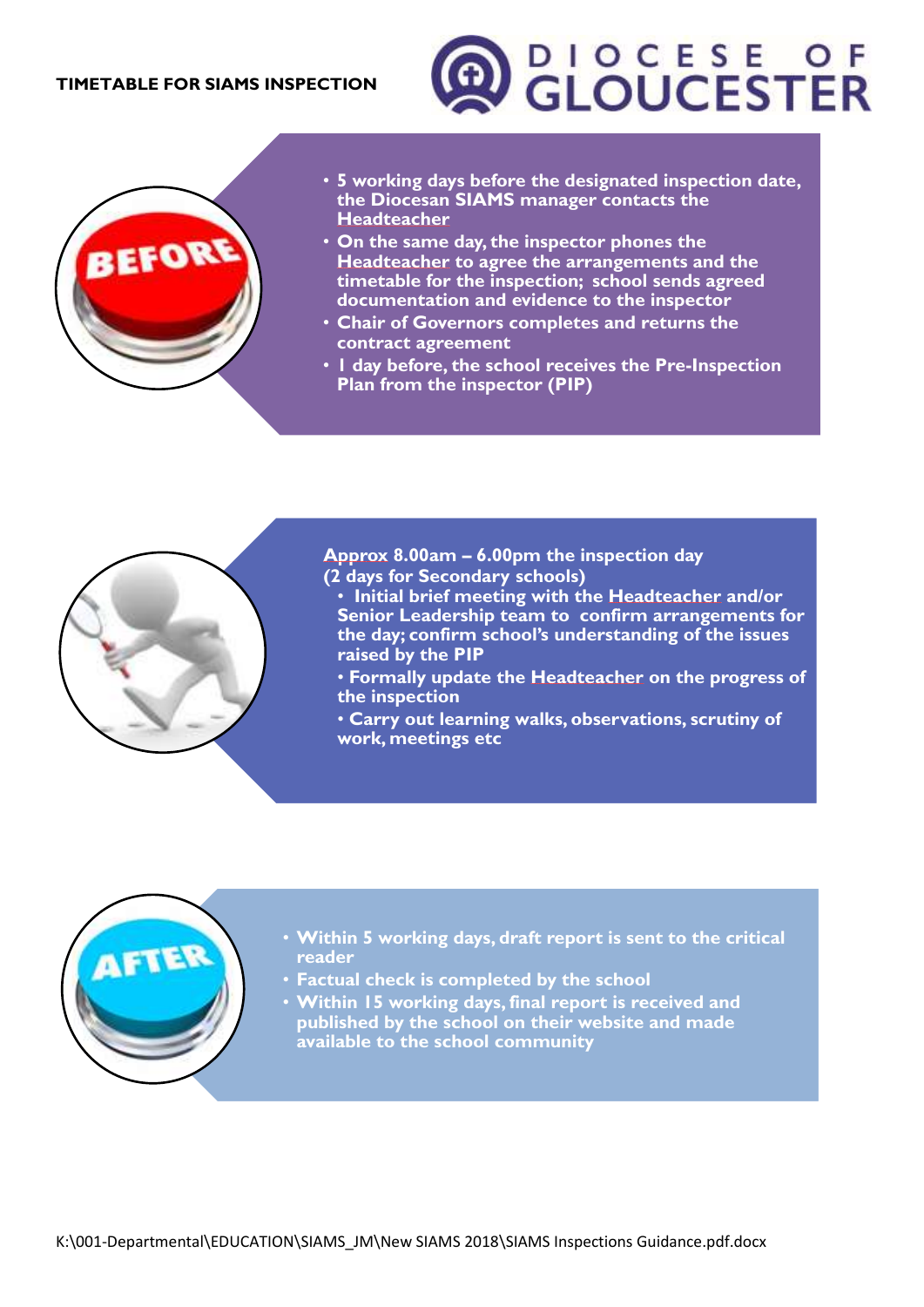# TIMETABLE FOR SIAMS INSPECTION

DIOCESE OF GLOUCESTER

BEFORE

- 5 working days before the designated inspection date, the Diocesan SIAMS manager contacts the Headteacher
- On the same day, the inspector phones the Headteacher to agree the arrangements and the timetable for the inspection; school sends agreed documentation and evidence to the inspector
- Chair of Governors completes and returns the contract agreement
- 1 day before, the school receives the Pre-Inspection Plan from the inspector (PIP)

**Approx 8.00am – 6.00pm the inspection day (2 days for Secondary schools)**

- Initial brief meeting with the Headteacher and/or Senior Leadership team to confirm arrangements for the day; confirm school's understanding of the issues raised by the PIP
- Formally update the Headteacher on the progress of the inspection
- Carry out learning walks, observations, scrutiny of work, meetings etc

AFTER

- Within 5 working days, draft report is sent to the critical reader
- Factual check is completed by the school
- Within 15 working days, final report is received and published by the school on their website and made available to the school community

K:\001-Departmental\EDUCATION\SIAMS_JM\New SIAMS 2018\SIAMS Inspections Guidance.pdf.docx